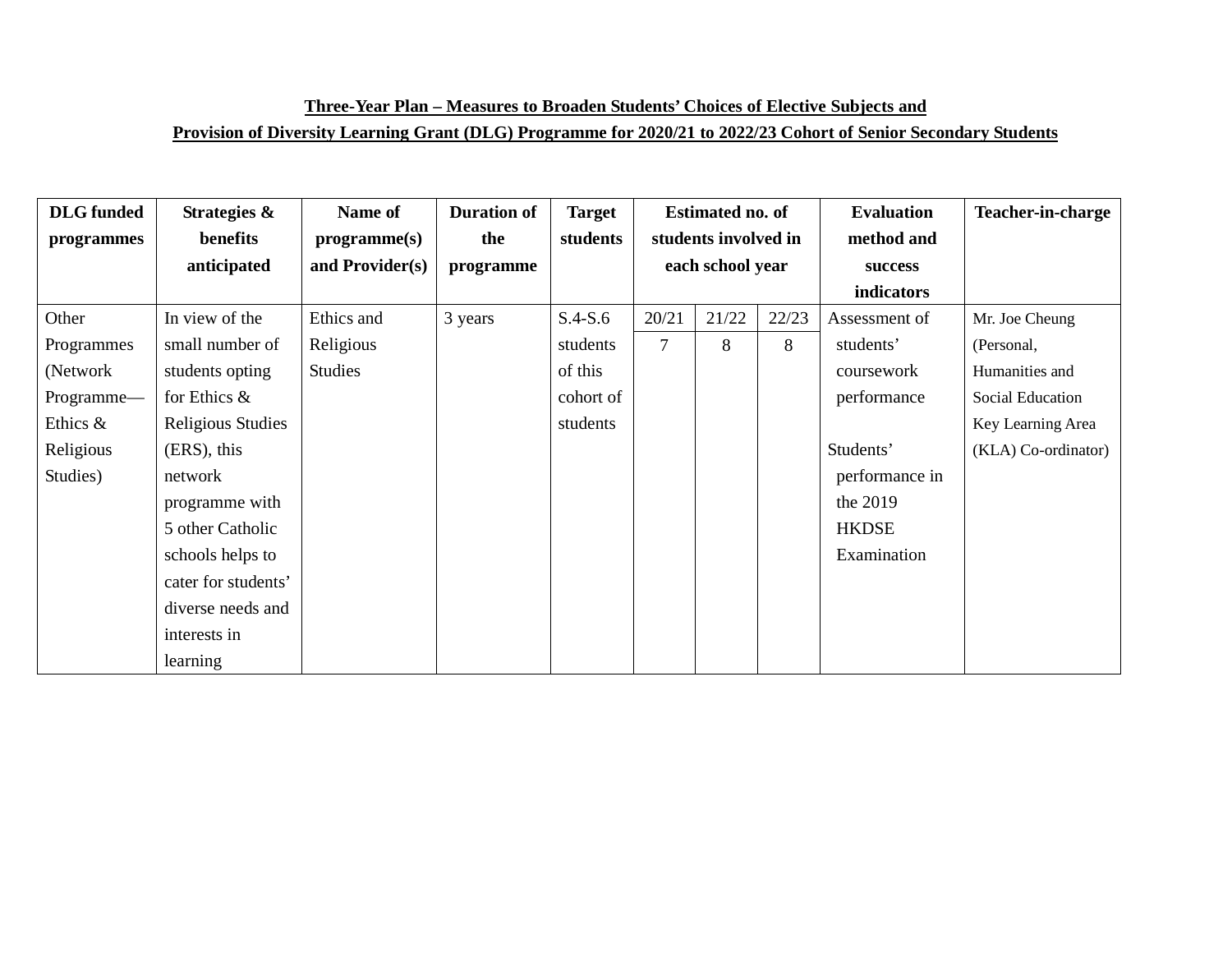**Three-Year Plan – Measures to Broaden Students' Choices of Elective Subjects and**
**Provision of Diversity Learning Grant (DLG) Programme for 2020/21 to 2022/23 Cohort of Senior Secondary Students**

| DLG funded programmes | Strategies & benefits anticipated | Name of programme(s) and Provider(s) | Duration of the programme | Target students | Estimated no. of students involved in each school year | | | Evaluation method and success indicators | Teacher-in-charge |
|---|---|---|---|---|---|---|---|---|---|
| | | | | | 20/21 | 21/22 | 22/23 | | |
| Other Programmes (Network Programme—Ethics & Religious Studies) | In view of the small number of students opting for Ethics & Religious Studies (ERS), this network programme with 5 other Catholic schools helps to cater for students' diverse needs and interests in learning | Ethics and Religious Studies | 3 years | S.4-S.6 students of this cohort of students | 7 | 8 | 8 | Assessment of students' coursework performance<br><br>Students' performance in the 2019 HKDSE Examination | Mr. Joe Cheung (Personal, Humanities and Social Education Key Learning Area (KLA) Co-ordinator) |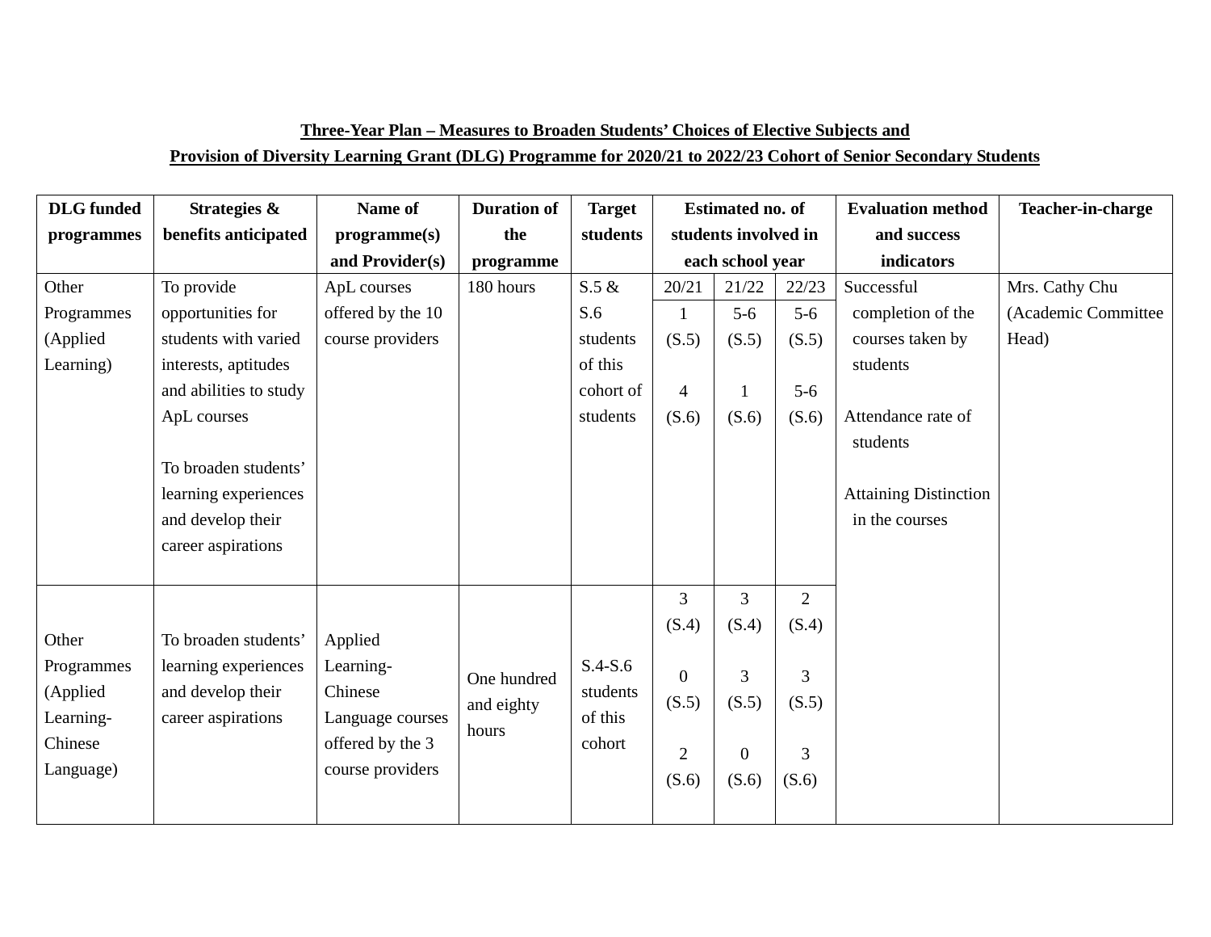**Three-Year Plan – Measures to Broaden Students' Choices of Elective Subjects and Provision of Diversity Learning Grant (DLG) Programme for 2020/21 to 2022/23 Cohort of Senior Secondary Students**

| DLG funded programmes | Strategies & benefits anticipated | Name of programme(s) and Provider(s) | Duration of the programme | Target students | Estimated no. of students involved in each school year | | | Evaluation method and success indicators | Teacher-in-charge |
|---|---|---|---|---|---|---|---|---|---|
| | | | | | 20/21 | 21/22 | 22/23 | | |
| Other Programmes (Applied Learning) | To provide opportunities for students with varied interests, aptitudes and abilities to study ApL courses<br><br>To broaden students' learning experiences and develop their career aspirations | ApL courses offered by the 10 course providers | 180 hours | S.5 & S.6 students of this cohort of students | 1 (S.5)<br><br>4 (S.6) | 5-6 (S.5)<br><br>1 (S.6) | 5-6 (S.5)<br><br>5-6 (S.6) | Successful completion of the courses taken by students<br><br>Attendance rate of students<br><br>Attaining Distinction in the courses | Mrs. Cathy Chu (Academic Committee Head) |
| Other Programmes (Applied Learning-Chinese Language) | To broaden students' learning experiences and develop their career aspirations | Applied Learning-Chinese Language courses offered by the 3 course providers | One hundred and eighty hours | S.4-S.6 students of this cohort | 3 (S.4)<br><br>0 (S.5)<br><br>2 (S.6) | 3 (S.4)<br><br>3 (S.5)<br><br>0 (S.6) | 2 (S.4)<br><br>3 (S.5)<br><br>3 (S.6) | | |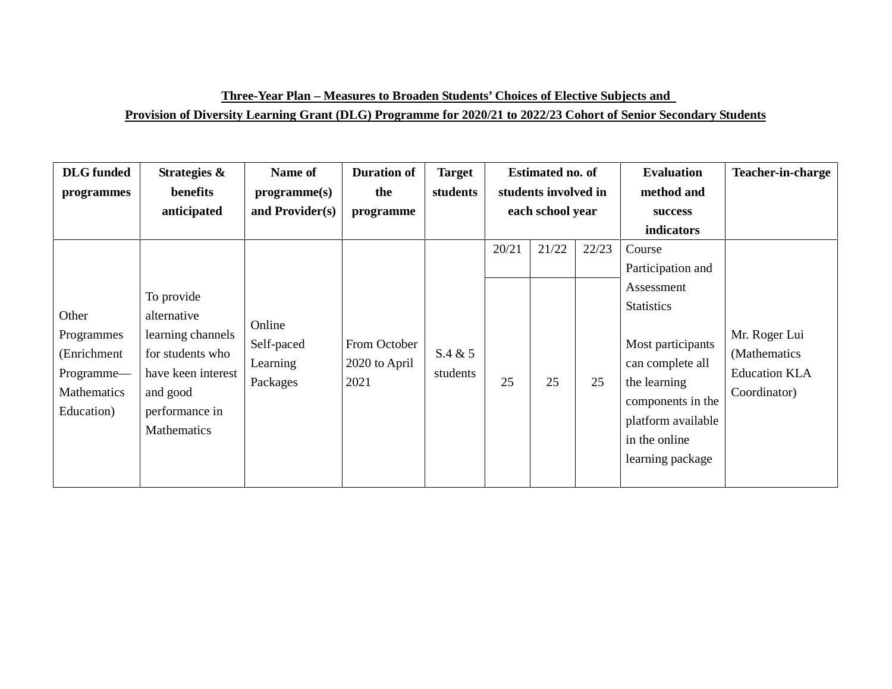**Three-Year Plan – Measures to Broaden Students' Choices of Elective Subjects and Provision of Diversity Learning Grant (DLG) Programme for 2020/21 to 2022/23 Cohort of Senior Secondary Students**

| DLG funded programmes | Strategies & benefits anticipated | Name of programme(s) and Provider(s) | Duration of the programme | Target students | Estimated no. of students involved in each school year | | | Evaluation method and success indicators | Teacher-in-charge |
|---|---|---|---|---|---|---|---|---|---|
| | | | | | 20/21 | 21/22 | 22/23 | | |
| Other Programmes (Enrichment Programme—Mathematics Education) | To provide alternative learning channels for students who have keen interest and good performance in Mathematics | Online Self-paced Learning Packages | From October 2020 to April 2021 | S.4 & 5 students | 25 | 25 | 25 | Course Participation and Assessment Statistics<br><br>Most participants can complete all the learning components in the platform available in the online learning package | Mr. Roger Lui (Mathematics Education KLA Coordinator) |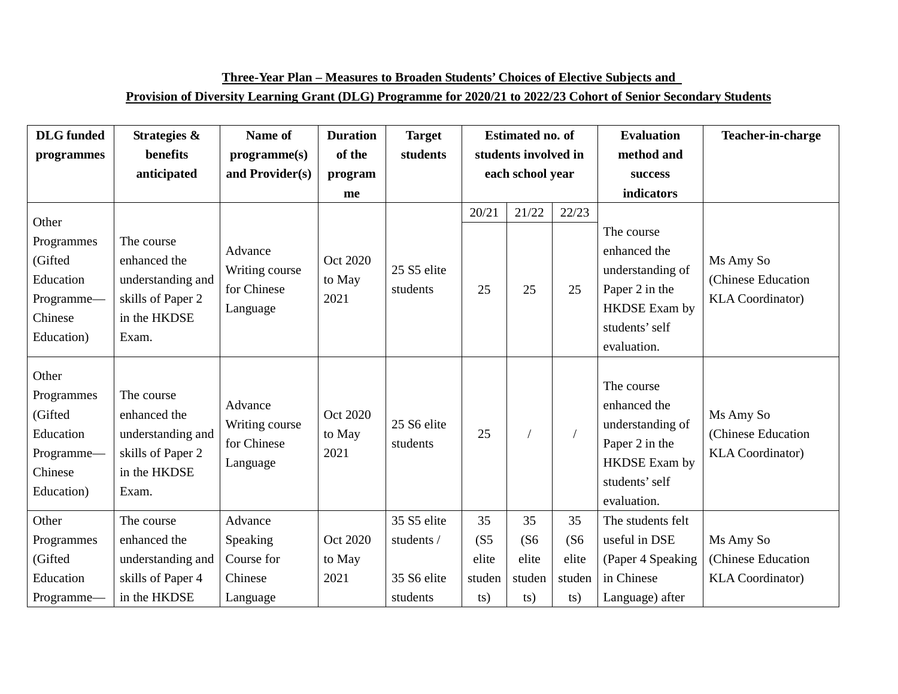**Three-Year Plan – Measures to Broaden Students' Choices of Elective Subjects and**

**Provision of Diversity Learning Grant (DLG) Programme for 2020/21 to 2022/23 Cohort of Senior Secondary Students**

| DLG funded programmes | Strategies & benefits anticipated | Name of programme(s) and Provider(s) | Duration of the programme | Target students | Estimated no. of students involved in each school year | | | Evaluation method and success indicators | Teacher-in-charge |
|---|---|---|---|---|---|---|---|---|---|
| | | | | | 20/21 | 21/22 | 22/23 | | |
| Other Programmes (Gifted Education Programme— Chinese Education) | The course enhanced the understanding and skills of Paper 2 in the HKDSE Exam. | Advance Writing course for Chinese Language | Oct 2020 to May 2021 | 25 S5 elite students | 25 | 25 | 25 | The course enhanced the understanding of Paper 2 in the HKDSE Exam by students' self evaluation. | Ms Amy So (Chinese Education KLA Coordinator) |
| Other Programmes (Gifted Education Programme— Chinese Education) | The course enhanced the understanding and skills of Paper 2 in the HKDSE Exam. | Advance Writing course for Chinese Language | Oct 2020 to May 2021 | 25 S6 elite students | 25 | / | / | The course enhanced the understanding of Paper 2 in the HKDSE Exam by students' self evaluation. | Ms Amy So (Chinese Education KLA Coordinator) |
| Other Programmes (Gifted Education Programme— | The course enhanced the understanding and skills of Paper 4 in the HKDSE | Advance Speaking Course for Chinese Language | Oct 2020 to May 2021 | 35 S5 elite students / 35 S6 elite students | 35 (S5 elite students) | 35 (S6 elite students) | 35 (S6 elite students) | The students felt useful in DSE (Paper 4 Speaking in Chinese Language) after | Ms Amy So (Chinese Education KLA Coordinator) |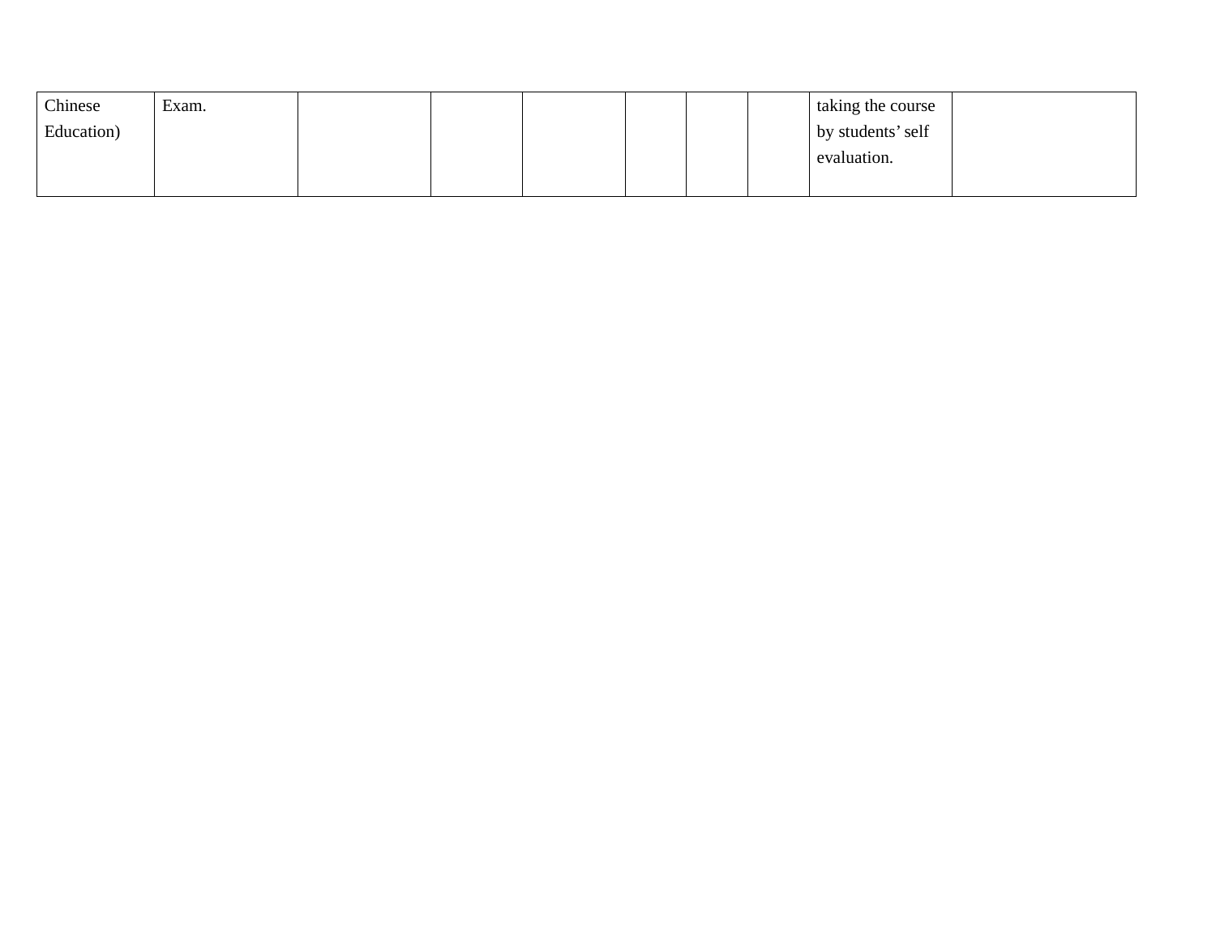| | | | | | | | | | |
|---|---|---|---|---|---|---|---|---|---|
| Chinese Education) | Exam. | | | | | | | taking the course by students' self evaluation. | |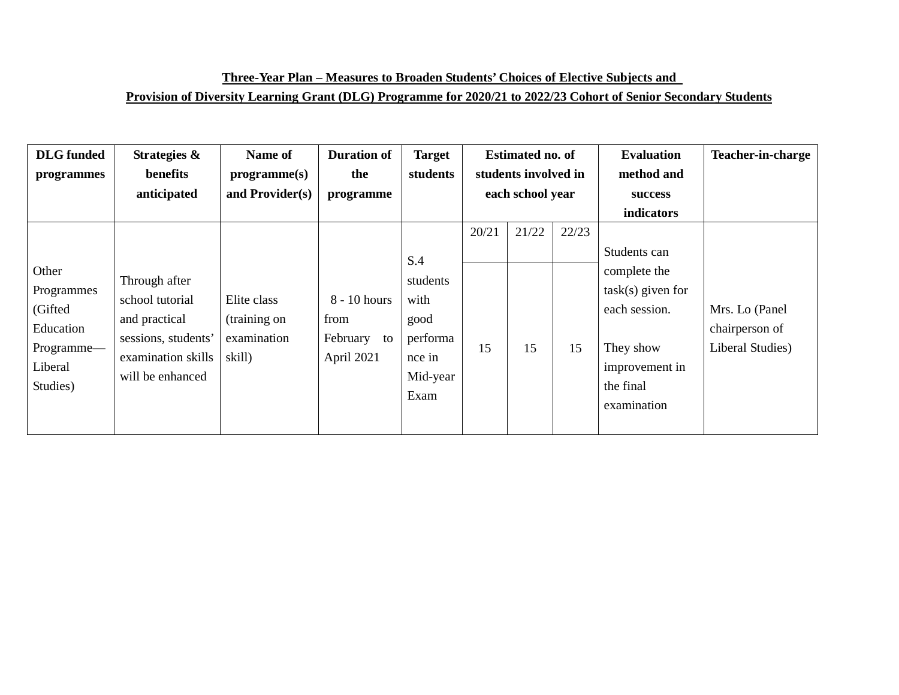**Three-Year Plan – Measures to Broaden Students' Choices of Elective Subjects and Provision of Diversity Learning Grant (DLG) Programme for 2020/21 to 2022/23 Cohort of Senior Secondary Students**

| DLG funded programmes | Strategies & benefits anticipated | Name of programme(s) and Provider(s) | Duration of the programme | Target students | Estimated no. of students involved in each school year | | | Evaluation method and success indicators | Teacher-in-charge |
|---|---|---|---|---|---|---|---|---|---|
| | | | | | 20/21 | 21/22 | 22/23 | | |
| Other Programmes (Gifted Education Programme—Liberal Studies) | Through after school tutorial and practical sessions, students' examination skills will be enhanced | Elite class (training on examination skill) | 8 - 10 hours from February to April 2021 | S.4 students with good performance in Mid-year Exam | 15 | 15 | 15 | Students can complete the task(s) given for each session. They show improvement in the final examination | Mrs. Lo (Panel chairperson of Liberal Studies) |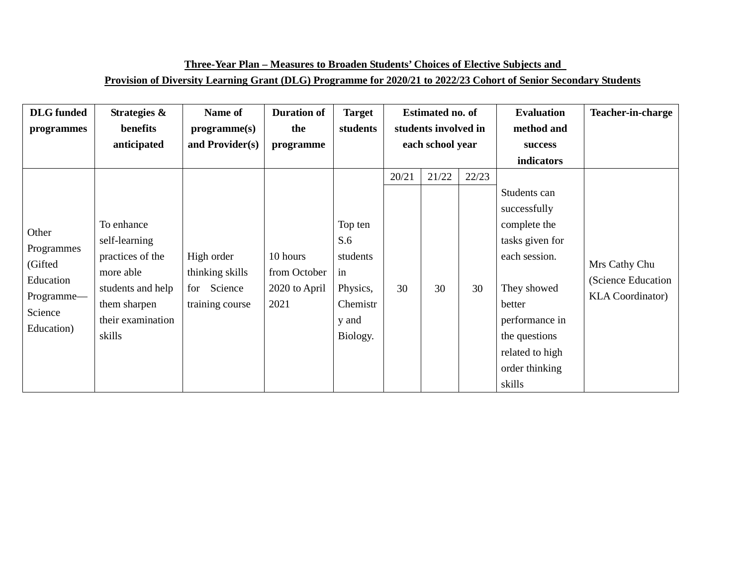**Three-Year Plan – Measures to Broaden Students' Choices of Elective Subjects and Provision of Diversity Learning Grant (DLG) Programme for 2020/21 to 2022/23 Cohort of Senior Secondary Students**

| DLG funded programmes | Strategies & benefits anticipated | Name of programme(s) and Provider(s) | Duration of the programme | Target students | Estimated no. of students involved in each school year | | | Evaluation method and success indicators | Teacher-in-charge |
|---|---|---|---|---|---|---|---|---|---|
| | | | | | 20/21 | 21/22 | 22/23 | | |
| Other Programmes (Gifted Education Programme—Science Education) | To enhance self-learning practices of the more able students and help them sharpen their examination skills | High order thinking skills for Science training course | 10 hours from October 2020 to April 2021 | Top ten S.6 students in Physics, Chemistry and Biology. | 30 | 30 | 30 | Students can successfully complete the tasks given for each session.<br><br>They showed better performance in the questions related to high order thinking skills | Mrs Cathy Chu (Science Education KLA Coordinator) |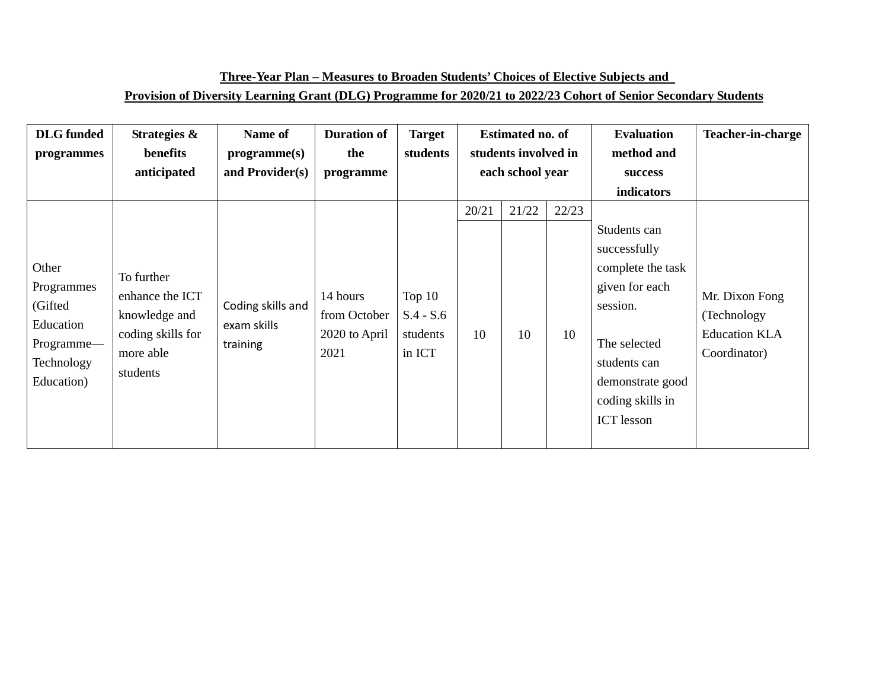**Three-Year Plan – Measures to Broaden Students' Choices of Elective Subjects and Provision of Diversity Learning Grant (DLG) Programme for 2020/21 to 2022/23 Cohort of Senior Secondary Students**

| DLG funded programmes | Strategies & benefits anticipated | Name of programme(s) and Provider(s) | Duration of the programme | Target students | Estimated no. of students involved in each school year | | | Evaluation method and success indicators | Teacher-in-charge |
|---|---|---|---|---|---|---|---|---|---|
| | | | | | 20/21 | 21/22 | 22/23 | | |
| Other Programmes (Gifted Education Programme—Technology Education) | To further enhance the ICT knowledge and coding skills for more able students | Coding skills and exam skills training | 14 hours from October 2020 to April 2021 | Top 10 S.4 - S.6 students in ICT | 10 | 10 | 10 | Students can successfully complete the task given for each session.<br><br>The selected students can demonstrate good coding skills in ICT lesson | Mr. Dixon Fong (Technology Education KLA Coordinator) |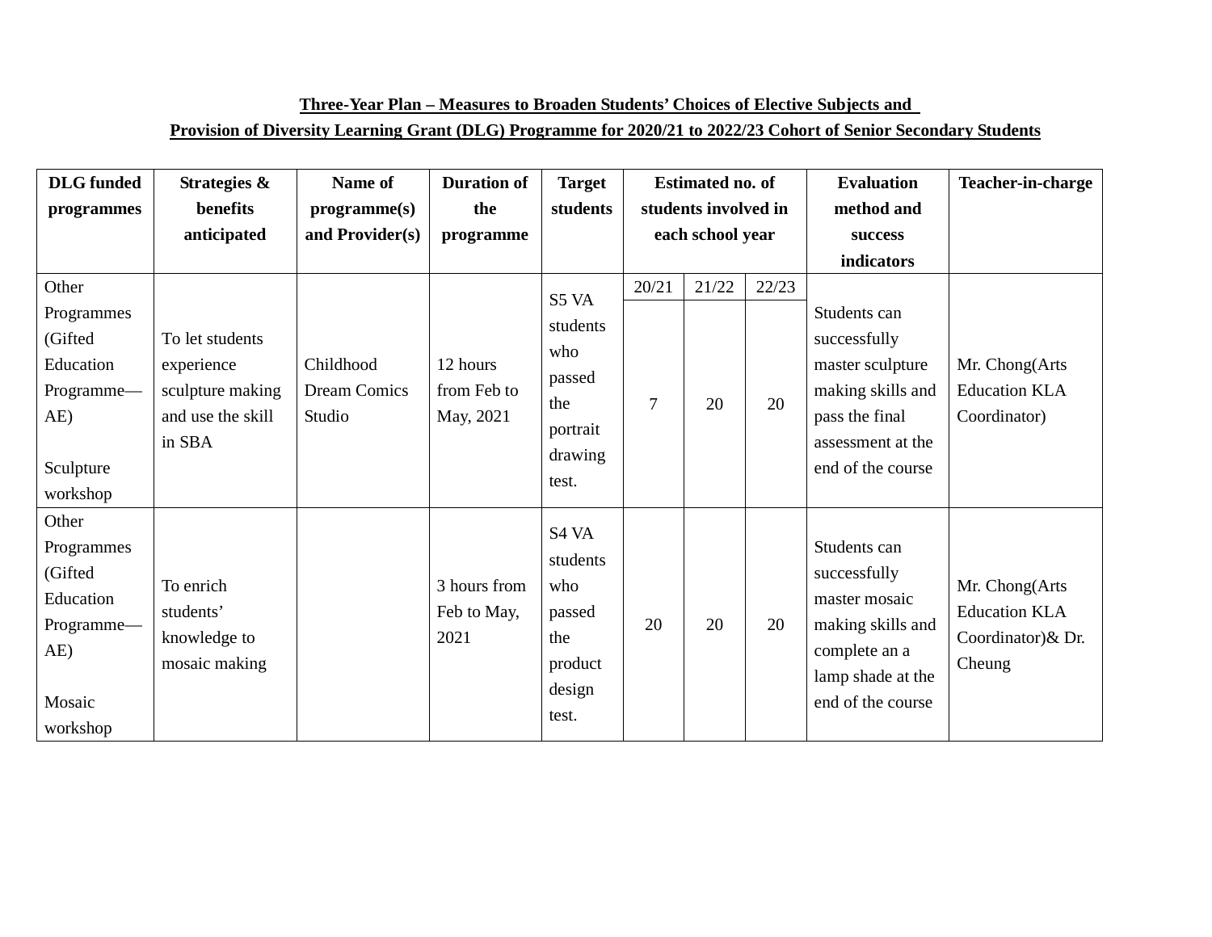**<u>Three-Year Plan – Measures to Broaden Students' Choices of Elective Subjects and</u>**

**<u>Provision of Diversity Learning Grant (DLG) Programme for 2020/21 to 2022/23 Cohort of Senior Secondary Students</u>**

| DLG funded programmes | Strategies & benefits anticipated | Name of programme(s) and Provider(s) | Duration of the programme | Target students | Estimated no. of students involved in each school year | | | Evaluation method and success indicators | Teacher-in-charge |
|---|---|---|---|---|---|---|---|---|---|
| | | | | | 20/21 | 21/22 | 22/23 | | |
| Other Programmes (Gifted Education Programme—AE)<br><br>Sculpture workshop | To let students experience sculpture making and use the skill in SBA | Childhood Dream Comics Studio | 12 hours from Feb to May, 2021 | S5 VA students who passed the portrait drawing test. | 7 | 20 | 20 | Students can successfully master sculpture making skills and pass the final assessment at the end of the course | Mr. Chong(Arts Education KLA Coordinator) |
| Other Programmes (Gifted Education Programme—AE)<br><br>Mosaic workshop | To enrich students' knowledge to mosaic making | | 3 hours from Feb to May, 2021 | S4 VA students who passed the product design test. | 20 | 20 | 20 | Students can successfully master mosaic making skills and complete an a lamp shade at the end of the course | Mr. Chong(Arts Education KLA Coordinator)& Dr. Cheung |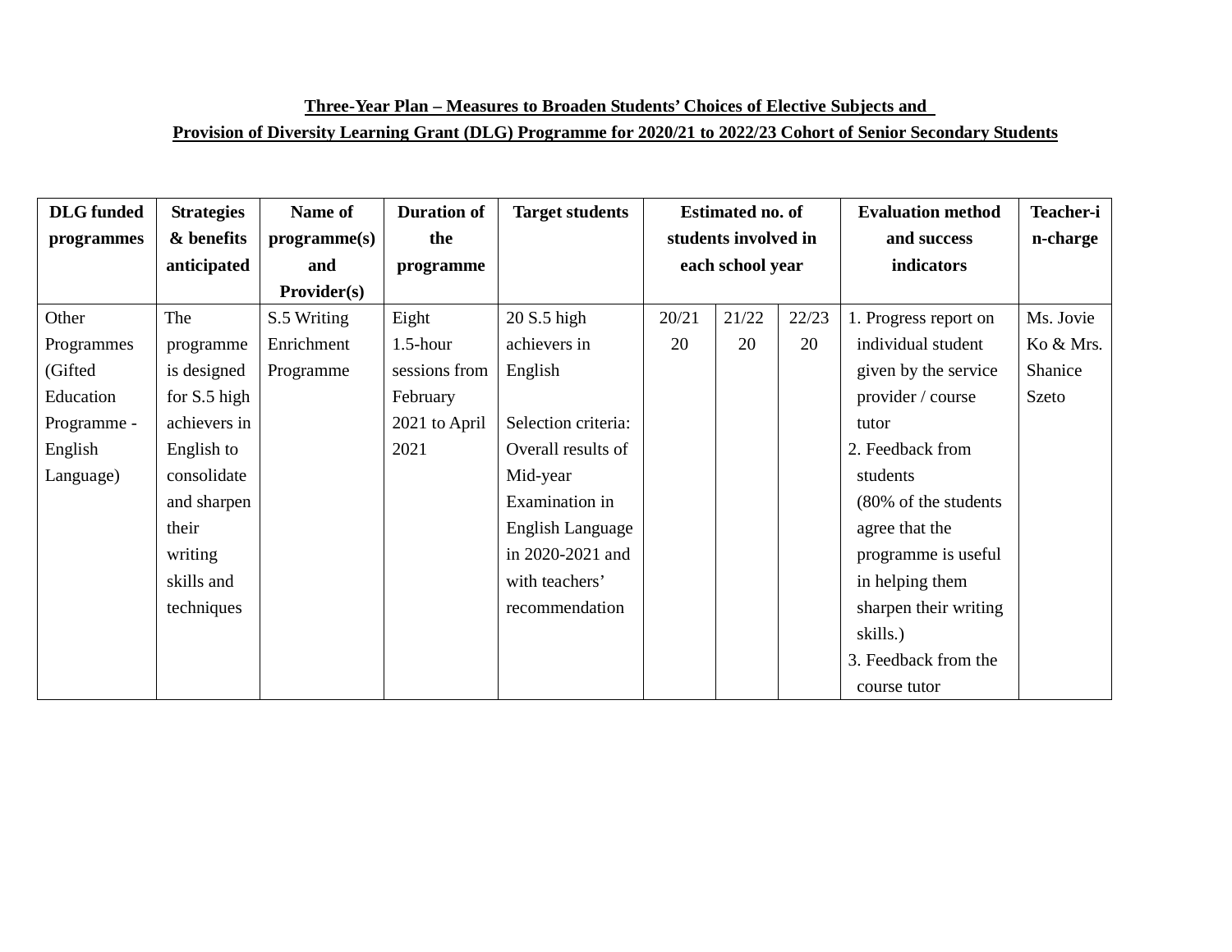**<u>Three-Year Plan – Measures to Broaden Students' Choices of Elective Subjects and Provision of Diversity Learning Grant (DLG) Programme for 2020/21 to 2022/23 Cohort of Senior Secondary Students</u>**

| DLG funded programmes | Strategies & benefits anticipated | Name of programme(s) and Provider(s) | Duration of the programme | Target students | Estimated no. of students involved in each school year | | | Evaluation method and success indicators | Teacher-in-charge |
|---|---|---|---|---|---|---|---|---|---|
| | | | | | 20/21 | 21/22 | 22/23 | | |
| Other Programmes (Gifted Education Programme - English Language) | The programme is designed for S.5 high achievers in English to consolidate and sharpen their writing skills and techniques | S.5 Writing Enrichment Programme | Eight 1.5-hour sessions from February 2021 to April 2021 | 20 S.5 high achievers in English<br><br>Selection criteria: Overall results of Mid-year Examination in English Language in 2020-2021 and with teachers' recommendation | 20 | 20 | 20 | 1. Progress report on individual student given by the service provider / course tutor<br>2. Feedback from students (80% of the students agree that the programme is useful in helping them sharpen their writing skills.)<br>3. Feedback from the course tutor | Ms. Jovie Ko & Mrs. Shanice Szeto |